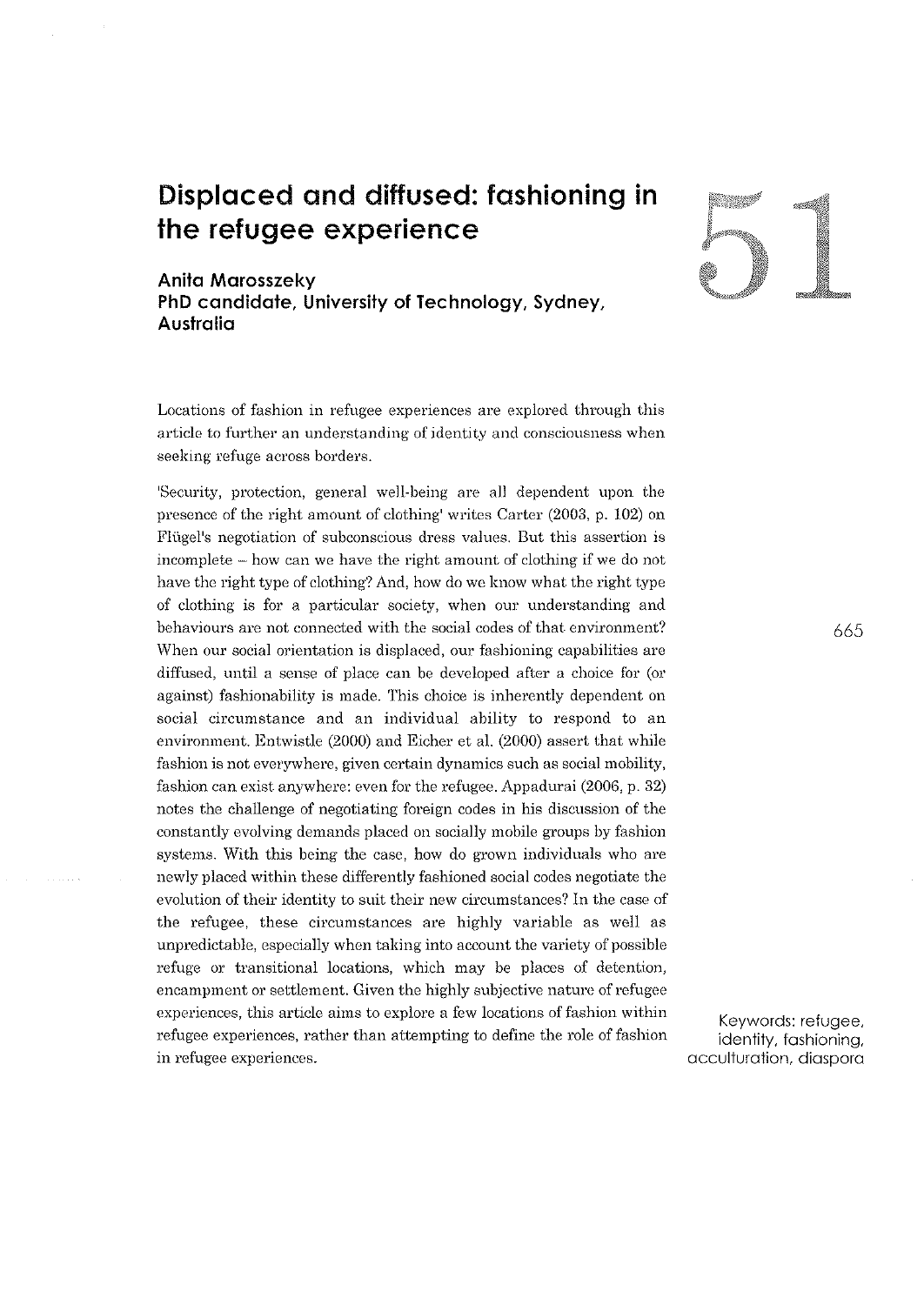# Displaced and diffused: fashioning in the refugee experience

**Anita Marosszeky**
**PhD candidate, University of Technology, Sydney, Australia**

Locations of fashion in refugee experiences are explored through this article to further an understanding of identity and consciousness when seeking refuge across borders.

'Security, protection, general well-being are all dependent upon the presence of the right amount of clothing' writes Carter (2003, p. 102) on Flügel's negotiation of subconscious dress values. But this assertion is incomplete – how can we have the right amount of clothing if we do not have the right type of clothing? And, how do we know what the right type of clothing is for a particular society, when our understanding and behaviours are not connected with the social codes of that environment? When our social orientation is displaced, our fashioning capabilities are diffused, until a sense of place can be developed after a choice for (or against) fashionability is made. This choice is inherently dependent on social circumstance and an individual ability to respond to an environment. Entwistle (2000) and Eicher et al. (2000) assert that while fashion is not everywhere, given certain dynamics such as social mobility, fashion can exist anywhere: even for the refugee. Appadurai (2006, p. 32) notes the challenge of negotiating foreign codes in his discussion of the constantly evolving demands placed on socially mobile groups by fashion systems. With this being the case, how do grown individuals who are newly placed within these differently fashioned social codes negotiate the evolution of their identity to suit their new circumstances? In the case of the refugee, these circumstances are highly variable as well as unpredictable, especially when taking into account the variety of possible refuge or transitional locations, which may be places of detention, encampment or settlement. Given the highly subjective nature of refugee experiences, this article aims to explore a few locations of fashion within refugee experiences, rather than attempting to define the role of fashion in refugee experiences.

Keywords: refugee, identity, fashioning, acculturation, diaspora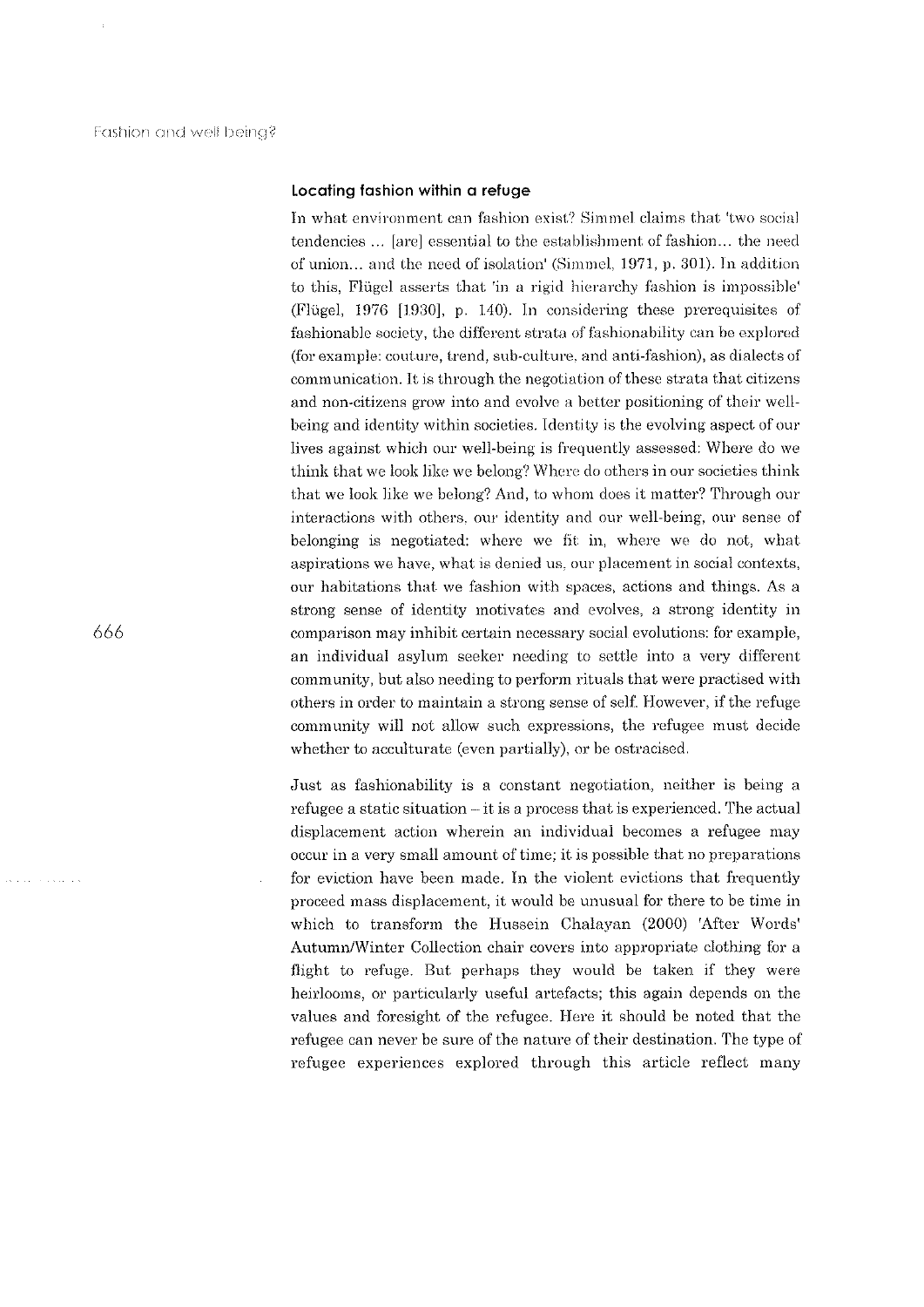### Locating fashion within a refuge

In what environment can fashion exist? Simmel claims that 'two social tendencies ... [are] essential to the establishment of fashion... the need of union... and the need of isolation' (Simmel, 1971, p. 301). In addition to this, Flügel asserts that 'in a rigid hierarchy fashion is impossible' (Flügel, 1976 [1930], p. 140). In considering these prerequisites of fashionable society, the different strata of fashionability can be explored (for example: couture, trend, sub-culture, and anti-fashion), as dialects of communication. It is through the negotiation of these strata that citizens and non-citizens grow into and evolve a better positioning of their well-being and identity within societies. Identity is the evolving aspect of our lives against which our well-being is frequently assessed: Where do we think that we look like we belong? Where do others in our societies think that we look like we belong? And, to whom does it matter? Through our interactions with others, our identity and our well-being, our sense of belonging is negotiated: where we fit in, where we do not, what aspirations we have, what is denied us, our placement in social contexts, our habitations that we fashion with spaces, actions and things. As a strong sense of identity motivates and evolves, a strong identity in comparison may inhibit certain necessary social evolutions: for example, an individual asylum seeker needing to settle into a very different community, but also needing to perform rituals that were practised with others in order to maintain a strong sense of self. However, if the refuge community will not allow such expressions, the refugee must decide whether to acculturate (even partially), or be ostracised.

Just as fashionability is a constant negotiation, neither is being a refugee a static situation – it is a process that is experienced. The actual displacement action wherein an individual becomes a refugee may occur in a very small amount of time; it is possible that no preparations for eviction have been made. In the violent evictions that frequently proceed mass displacement, it would be unusual for there to be time in which to transform the Hussein Chalayan (2000) 'After Words' Autumn/Winter Collection chair covers into appropriate clothing for a flight to refuge. But perhaps they would be taken if they were heirlooms, or particularly useful artefacts; this again depends on the values and foresight of the refugee. Here it should be noted that the refugee can never be sure of the nature of their destination. The type of refugee experiences explored through this article reflect many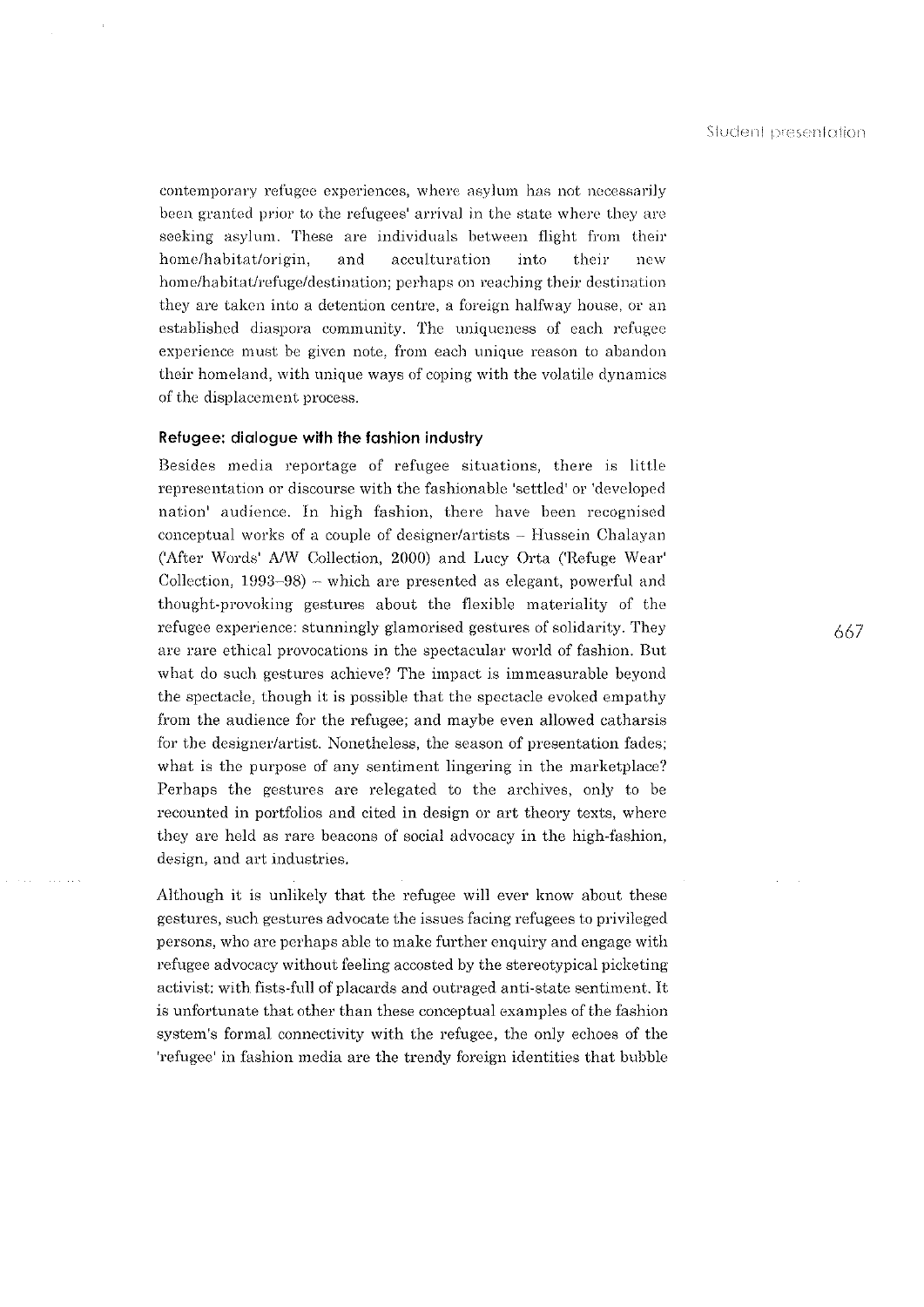contemporary refugee experiences, where asylum has not necessarily been granted prior to the refugees' arrival in the state where they are seeking asylum. These are individuals between flight from their home/habitat/origin, and acculturation into their new home/habitat/refuge/destination; perhaps on reaching their destination they are taken into a detention centre, a foreign halfway house, or an established diaspora community. The uniqueness of each refugee experience must be given note, from each unique reason to abandon their homeland, with unique ways of coping with the volatile dynamics of the displacement process.

### Refugee: dialogue with the fashion industry

Besides media reportage of refugee situations, there is little representation or discourse with the fashionable 'settled' or 'developed nation' audience. In high fashion, there have been recognised conceptual works of a couple of designer/artists – Hussein Chalayan ('After Words' A/W Collection, 2000) and Lucy Orta ('Refuge Wear' Collection, 1993–98) – which are presented as elegant, powerful and thought-provoking gestures about the flexible materiality of the refugee experience: stunningly glamorised gestures of solidarity. They are rare ethical provocations in the spectacular world of fashion. But what do such gestures achieve? The impact is immeasurable beyond the spectacle, though it is possible that the spectacle evoked empathy from the audience for the refugee; and maybe even allowed catharsis for the designer/artist. Nonetheless, the season of presentation fades; what is the purpose of any sentiment lingering in the marketplace? Perhaps the gestures are relegated to the archives, only to be recounted in portfolios and cited in design or art theory texts, where they are held as rare beacons of social advocacy in the high-fashion, design, and art industries.

Although it is unlikely that the refugee will ever know about these gestures, such gestures advocate the issues facing refugees to privileged persons, who are perhaps able to make further enquiry and engage with refugee advocacy without feeling accosted by the stereotypical picketing activist: with fists-full of placards and outraged anti-state sentiment. It is unfortunate that other than these conceptual examples of the fashion system's formal connectivity with the refugee, the only echoes of the 'refugee' in fashion media are the trendy foreign identities that bubble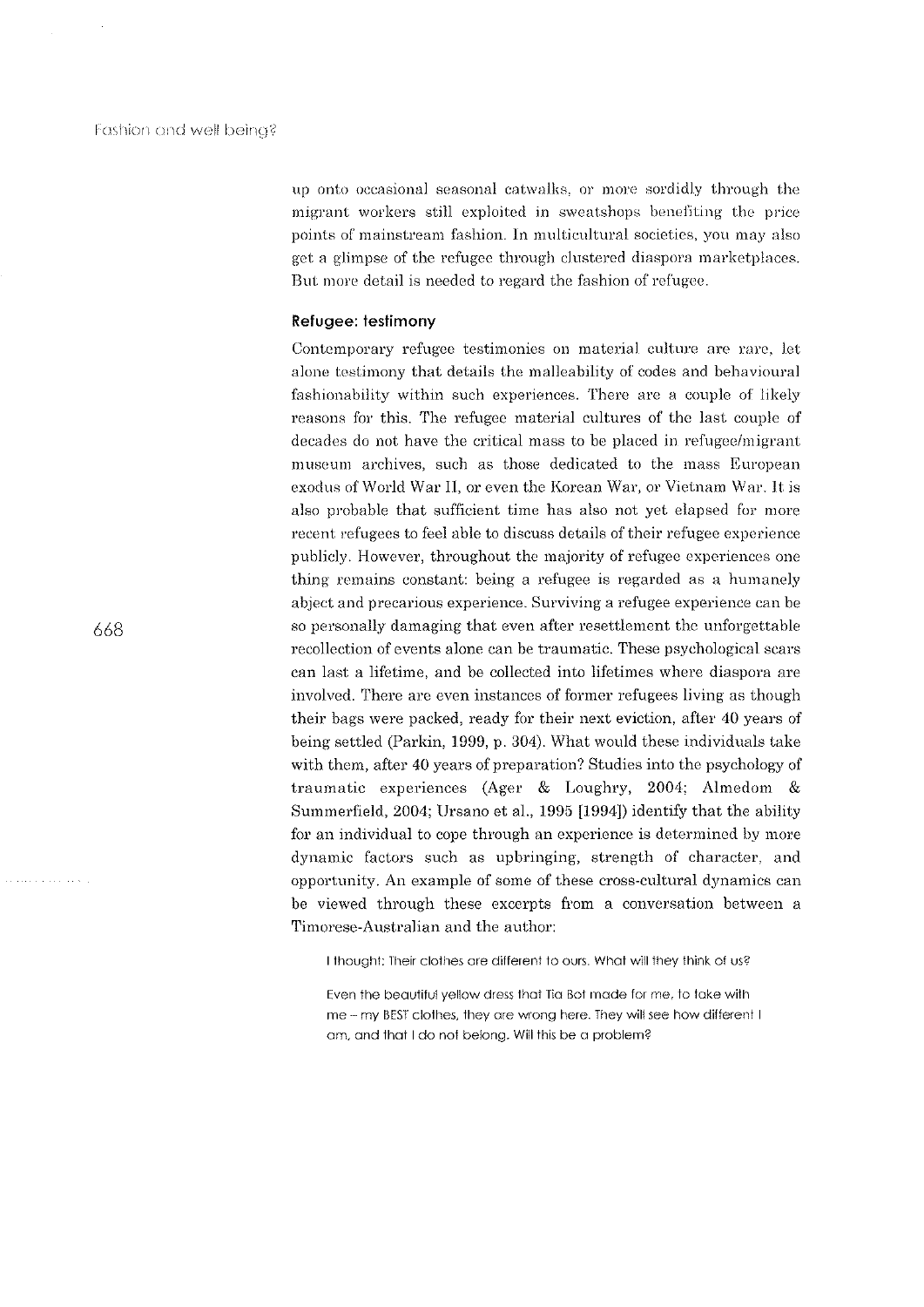up onto occasional seasonal catwalks, or more sordidly through the migrant workers still exploited in sweatshops benefiting the price points of mainstream fashion. In multicultural societies, you may also get a glimpse of the refugee through clustered diaspora marketplaces. But more detail is needed to regard the fashion of refugee.

### Refugee: testimony

Contemporary refugee testimonies on material culture are rare, let alone testimony that details the malleability of codes and behavioural fashionability within such experiences. There are a couple of likely reasons for this. The refugee material cultures of the last couple of decades do not have the critical mass to be placed in refugee/migrant museum archives, such as those dedicated to the mass European exodus of World War II, or even the Korean War, or Vietnam War. It is also probable that sufficient time has also not yet elapsed for more recent refugees to feel able to discuss details of their refugee experience publicly. However, throughout the majority of refugee experiences one thing remains constant: being a refugee is regarded as a humanely abject and precarious experience. Surviving a refugee experience can be so personally damaging that even after resettlement the unforgettable recollection of events alone can be traumatic. These psychological scars can last a lifetime, and be collected into lifetimes where diaspora are involved. There are even instances of former refugees living as though their bags were packed, ready for their next eviction, after 40 years of being settled (Parkin, 1999, p. 304). What would these individuals take with them, after 40 years of preparation? Studies into the psychology of traumatic experiences (Ager & Loughry, 2004; Almedom & Summerfield, 2004; Ursano et al., 1995 [1994]) identify that the ability for an individual to cope through an experience is determined by more dynamic factors such as upbringing, strength of character, and opportunity. An example of some of these cross-cultural dynamics can be viewed through these excerpts from a conversation between a Timorese-Australian and the author:

> I thought: Their clothes are different to ours. What will they think of us?
>
> Even the beautiful yellow dress that Tia Bot made for me, to take with me – my BEST clothes, they are wrong here. They will see how different I am, and that I do not belong. Will this be a problem?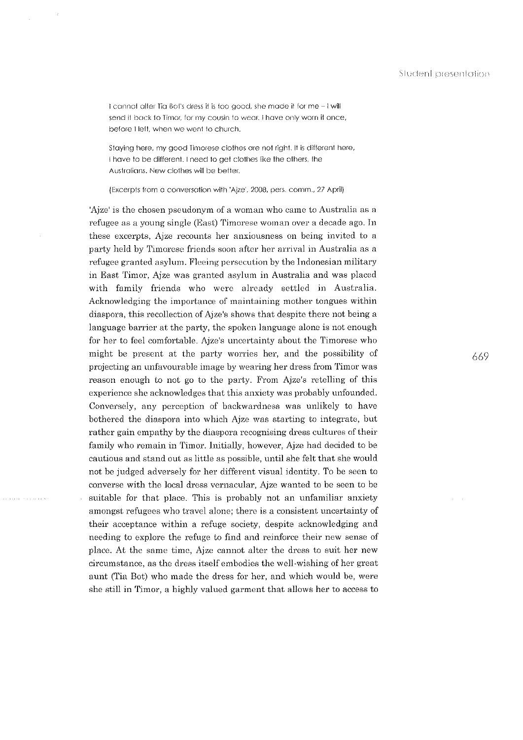> I cannot alter Tia Bot's dress it is too good, she made it for me – I will send it back to Timor, for my cousin to wear. I have only worn it once, before I left, when we went to church.
>
> Staying here, my good Timorese clothes are not right. It is different here, I have to be different. I need to get clothes like the others, the Australians. New clothes will be better.
>
> (Excerpts from a conversation with 'Ajze', 2008, pers. comm., 27 April)

'Ajze' is the chosen pseudonym of a woman who came to Australia as a refugee as a young single (East) Timorese woman over a decade ago. In these excerpts, Ajze recounts her anxiousness on being invited to a party held by Timorese friends soon after her arrival in Australia as a refugee granted asylum. Fleeing persecution by the Indonesian military in East Timor, Ajze was granted asylum in Australia and was placed with family friends who were already settled in Australia. Acknowledging the importance of maintaining mother tongues within diaspora, this recollection of Ajze's shows that despite there not being a language barrier at the party, the spoken language alone is not enough for her to feel comfortable. Ajze's uncertainty about the Timorese who might be present at the party worries her, and the possibility of projecting an unfavourable image by wearing her dress from Timor was reason enough to not go to the party. From Ajze's retelling of this experience she acknowledges that this anxiety was probably unfounded. Conversely, any perception of backwardness was unlikely to have bothered the diaspora into which Ajze was starting to integrate, but rather gain empathy by the diaspora recognising dress cultures of their family who remain in Timor. Initially, however, Ajze had decided to be cautious and stand out as little as possible, until she felt that she would not be judged adversely for her different visual identity. To be seen to converse with the local dress vernacular, Ajze wanted to be seen to be suitable for that place. This is probably not an unfamiliar anxiety amongst refugees who travel alone; there is a consistent uncertainty of their acceptance within a refuge society, despite acknowledging and needing to explore the refuge to find and reinforce their new sense of place. At the same time, Ajze cannot alter the dress to suit her new circumstance, as the dress itself embodies the well-wishing of her great aunt (Tia Bot) who made the dress for her, and which would be, were she still in Timor, a highly valued garment that allows her to access to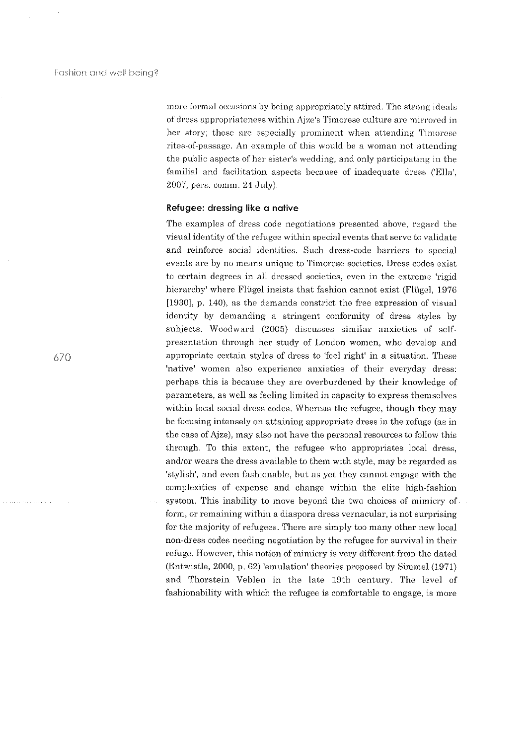more formal occasions by being appropriately attired. The strong ideals of dress appropriateness within Ajze's Timorese culture are mirrored in her story; these are especially prominent when attending Timorese rites-of-passage. An example of this would be a woman not attending the public aspects of her sister's wedding, and only participating in the familial and facilitation aspects because of inadequate dress ('Ella', 2007, pers. comm. 24 July).

### Refugee: dressing like a native

The examples of dress code negotiations presented above, regard the visual identity of the refugee within special events that serve to validate and reinforce social identities. Such dress-code barriers to special events are by no means unique to Timorese societies. Dress codes exist to certain degrees in all dressed societies, even in the extreme 'rigid hierarchy' where Flügel insists that fashion cannot exist (Flügel, 1976 [1930], p. 140), as the demands constrict the free expression of visual identity by demanding a stringent conformity of dress styles by subjects. Woodward (2005) discusses similar anxieties of self-presentation through her study of London women, who develop and appropriate certain styles of dress to 'feel right' in a situation. These 'native' women also experience anxieties of their everyday dress: perhaps this is because they are overburdened by their knowledge of parameters, as well as feeling limited in capacity to express themselves within local social dress codes. Whereas the refugee, though they may be focusing intensely on attaining appropriate dress in the refuge (as in the case of Ajze), may also not have the personal resources to follow this through. To this extent, the refugee who appropriates local dress, and/or wears the dress available to them with style, may be regarded as 'stylish', and even fashionable, but as yet they cannot engage with the complexities of expense and change within the elite high-fashion system. This inability to move beyond the two choices of mimicry of form, or remaining within a diaspora dress vernacular, is not surprising for the majority of refugees. There are simply too many other new local non-dress codes needing negotiation by the refugee for survival in their refuge. However, this notion of mimicry is very different from the dated (Entwistle, 2000, p. 62) 'emulation' theories proposed by Simmel (1971) and Thorstein Veblen in the late 19th century. The level of fashionability with which the refugee is comfortable to engage, is more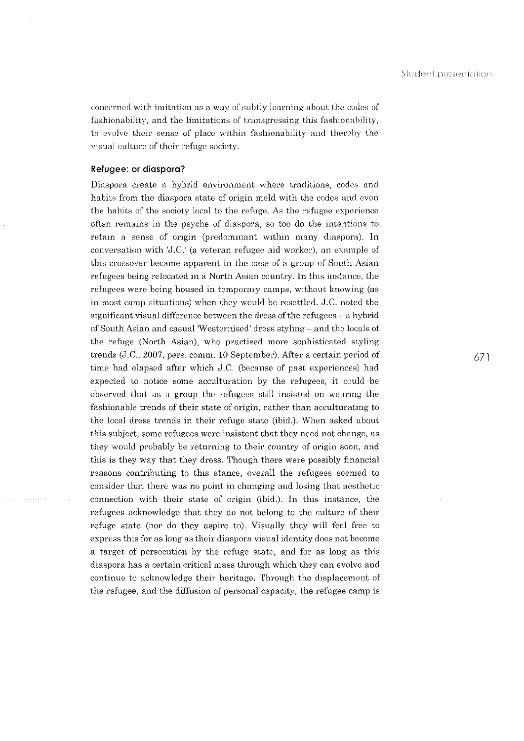concerned with imitation as a way of subtly learning about the codes of fashionability, and the limitations of transgressing this fashionability, to evolve their sense of place within fashionability and thereby the visual culture of their refuge society.

### Refugee: or diaspora?

Diaspora create a hybrid environment where traditions, codes and habits from the diaspora state of origin meld with the codes and even the habits of the society local to the refuge. As the refugee experience often remains in the psyche of diaspora, so too do the intentions to retain a sense of origin (predominant within many diaspora). In conversation with 'J.C.' (a veteran refugee aid worker), an example of this crossover became apparent in the case of a group of South Asian refugees being relocated in a North Asian country. In this instance, the refugees were being housed in temporary camps, without knowing (as in most camp situations) when they would be resettled. J.C. noted the significant visual difference between the dress of the refugees – a hybrid of South Asian and casual 'Westernised' dress styling – and the locals of the refuge (North Asian), who practised more sophisticated styling trends (J.C., 2007, pers. comm. 10 September). After a certain period of time had elapsed after which J.C. (because of past experiences) had expected to notice some acculturation by the refugees, it could be observed that as a group the refugees still insisted on wearing the fashionable trends of their state of origin, rather than acculturating to the local dress trends in their refuge state (ibid.). When asked about this subject, some refugees were insistent that they need not change, as they would probably be returning to their country of origin soon, and this is they way that they dress. Though there were possibly financial reasons contributing to this stance, overall the refugees seemed to consider that there was no point in changing and losing that aesthetic connection with their state of origin (ibid.). In this instance, the refugees acknowledge that they do not belong to the culture of their refuge state (nor do they aspire to). Visually they will feel free to express this for as long as their diaspora visual identity does not become a target of persecution by the refuge state, and for as long as this diaspora has a certain critical mass through which they can evolve and continue to acknowledge their heritage. Through the displacement of the refugee, and the diffusion of personal capacity, the refugee camp is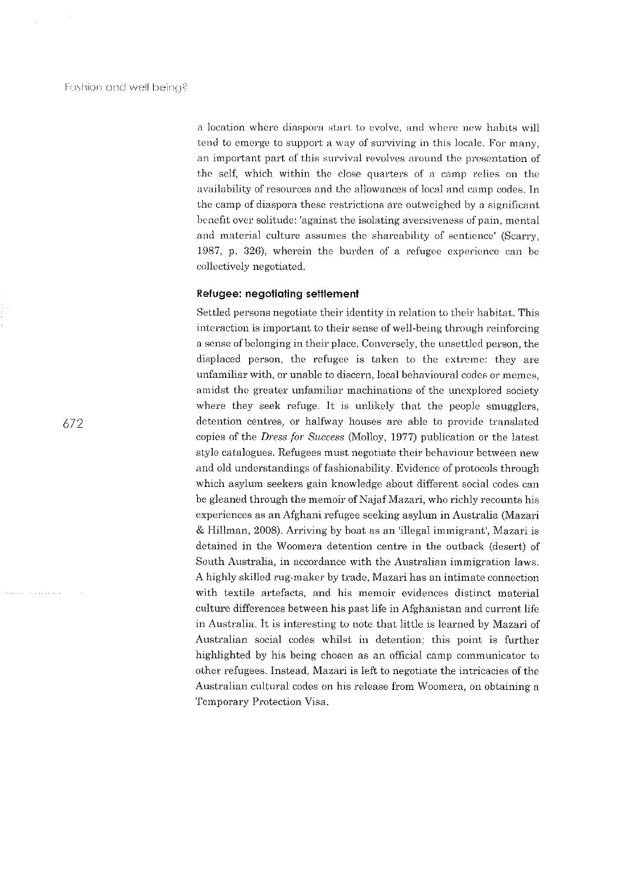a location where diaspora start to evolve, and where new habits will tend to emerge to support a way of surviving in this locale. For many, an important part of this survival revolves around the presentation of the self, which within the close quarters of a camp relies on the availability of resources and the allowances of local and camp codes. In the camp of diaspora these restrictions are outweighed by a significant benefit over solitude: 'against the isolating aversiveness of pain, mental and material culture assumes the shareability of sentience' (Scarry, 1987, p. 326), wherein the burden of a refugee experience can be collectively negotiated.

### Refugee: negotiating settlement

Settled persons negotiate their identity in relation to their habitat. This interaction is important to their sense of well-being through reinforcing a sense of belonging in their place. Conversely, the unsettled person, the displaced person, the refugee is taken to the extreme: they are unfamiliar with, or unable to discern, local behavioural codes or memes, amidst the greater unfamiliar machinations of the unexplored society where they seek refuge. It is unlikely that the people smugglers, detention centres, or halfway houses are able to provide translated copies of the *Dress for Success* (Molloy, 1977) publication or the latest style catalogues. Refugees must negotiate their behaviour between new and old understandings of fashionability. Evidence of protocols through which asylum seekers gain knowledge about different social codes can be gleaned through the memoir of Najaf Mazari, who richly recounts his experiences as an Afghani refugee seeking asylum in Australia (Mazari & Hillman, 2008). Arriving by boat as an 'illegal immigrant', Mazari is detained in the Woomera detention centre in the outback (desert) of South Australia, in accordance with the Australian immigration laws. A highly skilled rug-maker by trade, Mazari has an intimate connection with textile artefacts, and his memoir evidences distinct material culture differences between his past life in Afghanistan and current life in Australia. It is interesting to note that little is learned by Mazari of Australian social codes whilst in detention; this point is further highlighted by his being chosen as an official camp communicator to other refugees. Instead, Mazari is left to negotiate the intricacies of the Australian cultural codes on his release from Woomera, on obtaining a Temporary Protection Visa.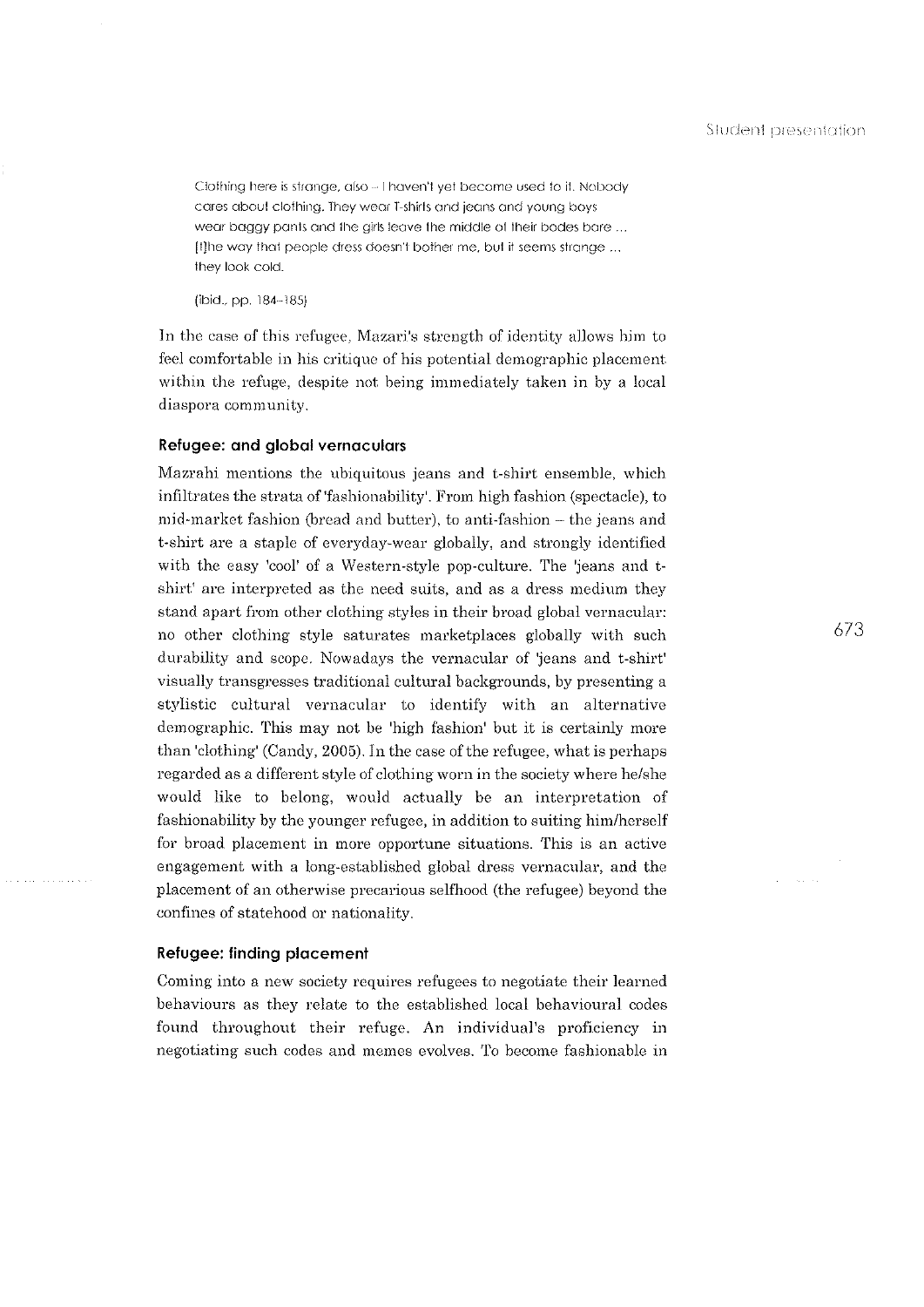> Clothing here is strange, also – I haven't yet become used to it. Nobody cares about clothing. They wear T-shirts and jeans and young boys wear baggy pants and the girls leave the middle of their bodes bare ... [t]he way that people dress doesn't bother me, but it seems strange ... they look cold.
>
> (ibid., pp. 184–185)

In the case of this refugee, Mazari's strength of identity allows him to feel comfortable in his critique of his potential demographic placement within the refuge, despite not being immediately taken in by a local diaspora community.

### Refugee: and global vernaculars

Mazrahi mentions the ubiquitous jeans and t-shirt ensemble, which infiltrates the strata of 'fashionability'. From high fashion (spectacle), to mid-market fashion (bread and butter), to anti-fashion – the jeans and t-shirt are a staple of everyday-wear globally, and strongly identified with the easy 'cool' of a Western-style pop-culture. The 'jeans and t-shirt' are interpreted as the need suits, and as a dress medium they stand apart from other clothing styles in their broad global vernacular: no other clothing style saturates marketplaces globally with such durability and scope. Nowadays the vernacular of 'jeans and t-shirt' visually transgresses traditional cultural backgrounds, by presenting a stylistic cultural vernacular to identify with an alternative demographic. This may not be 'high fashion' but it is certainly more than 'clothing' (Candy, 2005). In the case of the refugee, what is perhaps regarded as a different style of clothing worn in the society where he/she would like to belong, would actually be an interpretation of fashionability by the younger refugee, in addition to suiting him/herself for broad placement in more opportune situations. This is an active engagement with a long-established global dress vernacular, and the placement of an otherwise precarious selfhood (the refugee) beyond the confines of statehood or nationality.

### Refugee: finding placement

Coming into a new society requires refugees to negotiate their learned behaviours as they relate to the established local behavioural codes found throughout their refuge. An individual's proficiency in negotiating such codes and memes evolves. To become fashionable in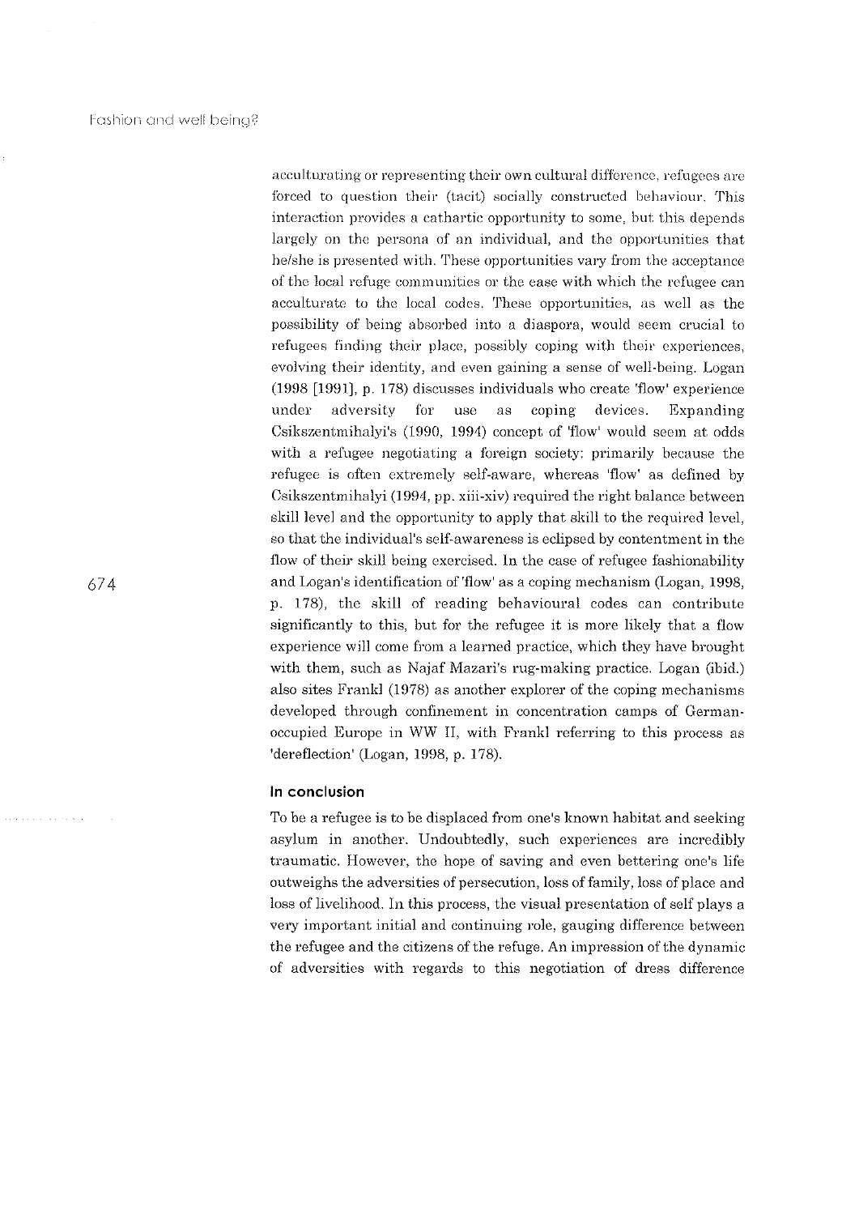acculturating or representing their own cultural difference, refugees are forced to question their (tacit) socially constructed behaviour. This interaction provides a cathartic opportunity to some, but this depends largely on the persona of an individual, and the opportunities that he/she is presented with. These opportunities vary from the acceptance of the local refuge communities or the ease with which the refugee can acculturate to the local codes. These opportunities, as well as the possibility of being absorbed into a diaspora, would seem crucial to refugees finding their place, possibly coping with their experiences, evolving their identity, and even gaining a sense of well-being. Logan (1998 [1991], p. 178) discusses individuals who create 'flow' experience under adversity for use as coping devices. Expanding Csikszentmihalyi's (1990, 1994) concept of 'flow' would seem at odds with a refugee negotiating a foreign society: primarily because the refugee is often extremely self-aware, whereas 'flow' as defined by Csikszentmihalyi (1994, pp. xiii-xiv) required the right balance between skill level and the opportunity to apply that skill to the required level, so that the individual's self-awareness is eclipsed by contentment in the flow of their skill being exercised. In the case of refugee fashionability and Logan's identification of 'flow' as a coping mechanism (Logan, 1998, p. 178), the skill of reading behavioural codes can contribute significantly to this, but for the refugee it is more likely that a flow experience will come from a learned practice, which they have brought with them, such as Najaf Mazari's rug-making practice. Logan (ibid.) also sites Frankl (1978) as another explorer of the coping mechanisms developed through confinement in concentration camps of German-occupied Europe in WW II, with Frankl referring to this process as 'dereflection' (Logan, 1998, p. 178).

## In conclusion

To be a refugee is to be displaced from one's known habitat and seeking asylum in another. Undoubtedly, such experiences are incredibly traumatic. However, the hope of saving and even bettering one's life outweighs the adversities of persecution, loss of family, loss of place and loss of livelihood. In this process, the visual presentation of self plays a very important initial and continuing role, gauging difference between the refugee and the citizens of the refuge. An impression of the dynamic of adversities with regards to this negotiation of dress difference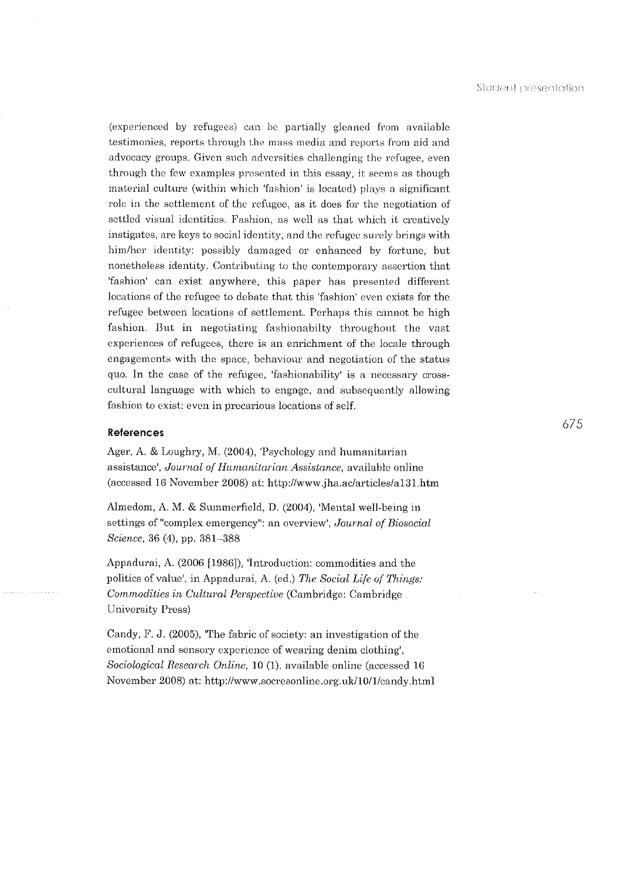(experienced by refugees) can be partially gleaned from available testimonies, reports through the mass media and reports from aid and advocacy groups. Given such adversities challenging the refugee, even through the few examples presented in this essay, it seems as though material culture (within which 'fashion' is located) plays a significant role in the settlement of the refugee, as it does for the negotiation of settled visual identities. Fashion, as well as that which it creatively instigates, are keys to social identity, and the refugee surely brings with him/her identity: possibly damaged or enhanced by fortune, but nonetheless identity. Contributing to the contemporary assertion that 'fashion' can exist anywhere, this paper has presented different locations of the refugee to debate that this 'fashion' even exists for the refugee between locations of settlement. Perhaps this cannot be high fashion. But in negotiating fashionabilty throughout the vast experiences of refugees, there is an enrichment of the locale through engagements with the space, behaviour and negotiation of the status quo. In the case of the refugee, 'fashionability' is a necessary cross-cultural language with which to engage, and subsequently allowing fashion to exist: even in precarious locations of self.

## References

Ager, A. & Loughry, M. (2004), 'Psychology and humanitarian assistance', *Journal of Humanitarian Assistance*, available online (accessed 16 November 2008) at: http://www.jha.ac/articles/a131.htm

Almedom, A. M. & Summerfield, D. (2004), 'Mental well-being in settings of "complex emergency": an overview', *Journal of Biosocial Science*, 36 (4), pp. 381–388

Appadurai, A. (2006 [1986]), 'Introduction: commodities and the politics of value', in Appadurai, A. (ed.) *The Social Life of Things: Commodities in Cultural Perspective* (Cambridge: Cambridge University Press)

Candy, F. J. (2005), 'The fabric of society: an investigation of the emotional and sensory experience of wearing denim clothing', *Sociological Research Online*, 10 (1), available online (accessed 16 November 2008) at: http://www.socresonline.org.uk/10/1/candy.html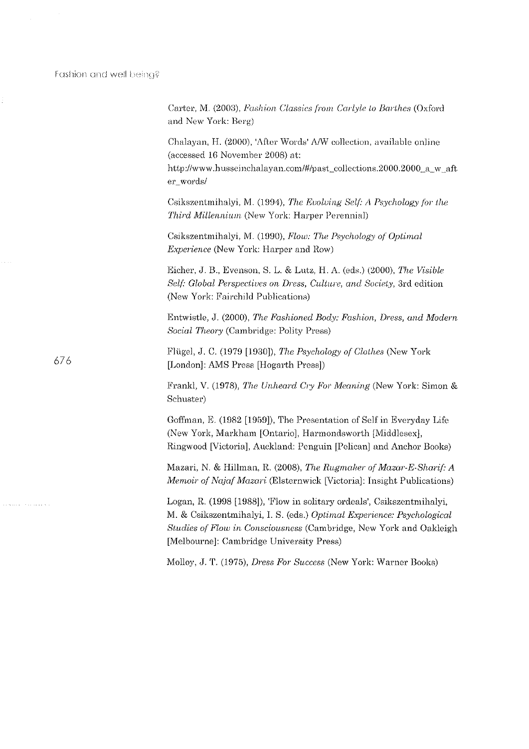Carter, M. (2003), *Fashion Classics from Carlyle to Barthes* (Oxford and New York: Berg)

Chalayan, H. (2000), 'After Words' A/W collection, available online (accessed 16 November 2008) at: http://www.husseinchalayan.com/#/past_collections.2000.2000_a_w_after_words/

Csikszentmihalyi, M. (1994), *The Evolving Self: A Psychology for the Third Millennium* (New York: Harper Perennial)

Csikszentmihalyi, M. (1990), *Flow: The Psychology of Optimal Experience* (New York: Harper and Row)

Eicher, J. B., Evenson, S. L. & Lutz, H. A. (eds.) (2000), *The Visible Self: Global Perspectives on Dress, Culture, and Society*, 3rd edition (New York: Fairchild Publications)

Entwistle, J. (2000), *The Fashioned Body: Fashion, Dress, and Modern Social Theory* (Cambridge: Polity Press)

Flügel, J. C. (1979 [1930]), *The Psychology of Clothes* (New York [London]: AMS Press [Hogarth Press])

Frankl, V. (1978), *The Unheard Cry For Meaning* (New York: Simon & Schuster)

Goffman, E. (1982 [1959]), The Presentation of Self in Everyday Life (New York, Markham [Ontario], Harmondsworth [Middlesex], Ringwood [Victoria], Auckland: Penguin [Pelican] and Anchor Books)

Mazari, N. & Hillman, R. (2008), *The Rugmaker of Mazar-E-Sharif: A Memoir of Najaf Mazari* (Elsternwick [Victoria]: Insight Publications)

Logan, R. (1998 [1988]), 'Flow in solitary ordeals', Csikszentmihalyi, M. & Csikszentmihalyi, I. S. (eds.) *Optimal Experience: Psychological Studies of Flow in Consciousness* (Cambridge, New York and Oakleigh [Melbourne]: Cambridge University Press)

Molloy, J. T. (1975), *Dress For Success* (New York: Warner Books)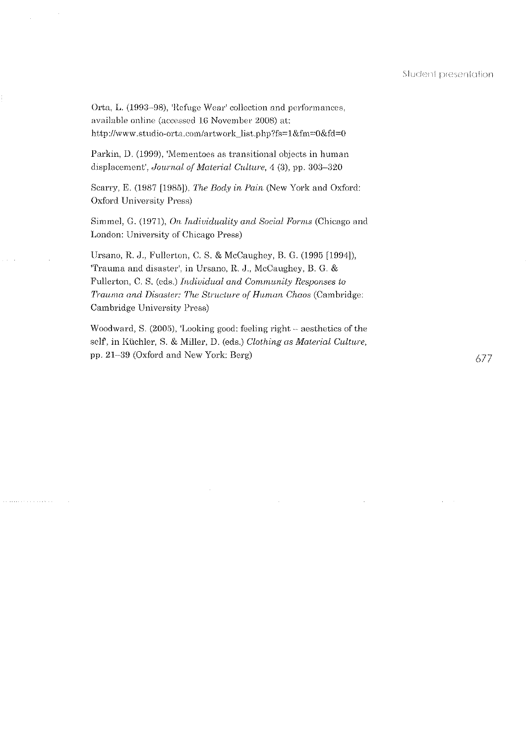Orta, L. (1993–98), 'Refuge Wear' collection and performances, available online (accessed 16 November 2008) at: http://www.studio-orta.com/artwork_list.php?fs=1&fm=0&fd=0

Parkin, D. (1999), 'Mementoes as transitional objects in human displacement', *Journal of Material Culture*, 4 (3), pp. 303–320

Scarry, E. (1987 [1985]), *The Body in Pain* (New York and Oxford: Oxford University Press)

Simmel, G. (1971), *On Individuality and Social Forms* (Chicago and London: University of Chicago Press)

Ursano, R. J., Fullerton, C. S. & McCaughey, B. G. (1995 [1994]), 'Trauma and disaster', in Ursano, R. J., McCaughey, B. G. & Fullerton, C. S. (eds.) *Individual and Community Responses to Trauma and Disaster: The Structure of Human Chaos* (Cambridge: Cambridge University Press)

Woodward, S. (2005), 'Looking good: feeling right – aesthetics of the self', in Küchler, S. & Miller, D. (eds.) *Clothing as Material Culture*, pp. 21–39 (Oxford and New York: Berg)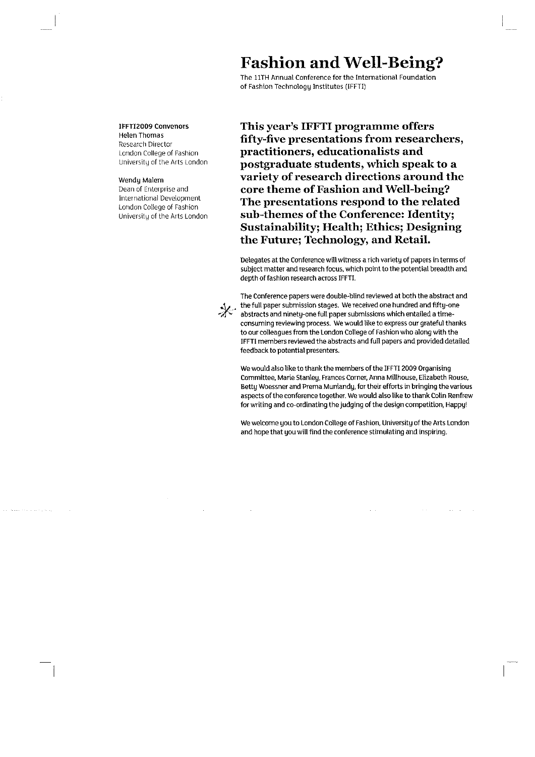# Fashion and Well-Being?

The 11TH Annual Conference for the International Foundation of Fashion Technology Institutes (IFFTI)

**IFFTI2009 Convenors**

**Helen Thomas**
Research Director
London College of Fashion
University of the Arts London

**Wendy Malem**
Dean of Enterprise and International Development
London College of Fashion
University of the Arts London

**This year's IFFTI programme offers fifty-five presentations from researchers, practitioners, educationalists and postgraduate students, which speak to a variety of research directions around the core theme of Fashion and Well-being? The presentations respond to the related sub-themes of the Conference: Identity; Sustainability; Health; Ethics; Designing the Future; Technology, and Retail.**

Delegates at the Conference will witness a rich variety of papers in terms of subject matter and research focus, which point to the potential breadth and depth of fashion research across IFFTI.

The Conference papers were double-blind reviewed at both the abstract and the full paper submission stages. We received one hundred and fifty-one abstracts and ninety-one full paper submissions which entailed a time-consuming reviewing process. We would like to express our grateful thanks to our colleagues from the London College of Fashion who along with the IFFTI members reviewed the abstracts and full papers and provided detailed feedback to potential presenters.

We would also like to thank the members of the IFFTI 2009 Organising Committee, Marie Stanley, Frances Corner, Anna Millhouse, Elizabeth Rouse, Betty Woessner and Prema Muniandy, for their efforts in bringing the various aspects of the conference together. We would also like to thank Colin Renfrew for writing and co-ordinating the judging of the design competition, Happy!

We welcome you to London College of Fashion, University of the Arts London and hope that you will find the conference stimulating and inspiring.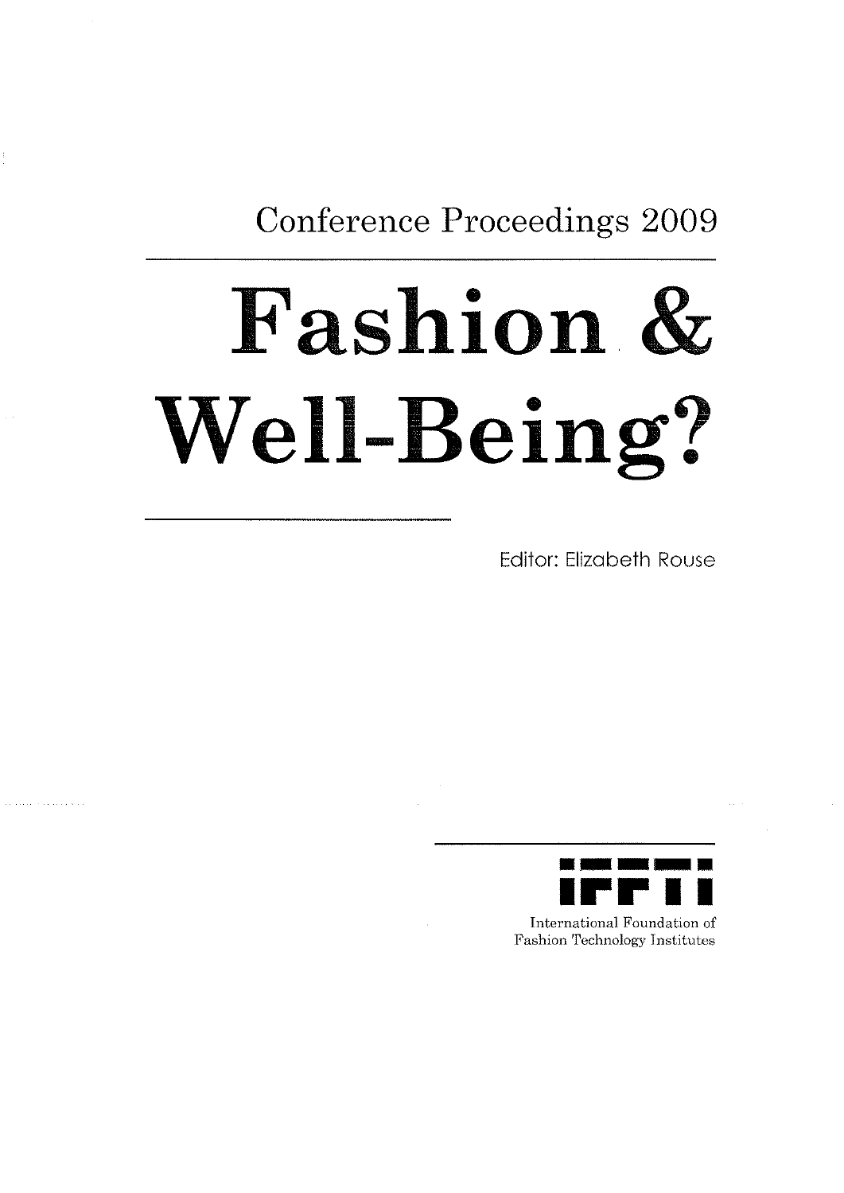Conference Proceedings 2009

# Fashion & Well-Being?

Editor: Elizabeth Rouse

IFFTI

International Foundation of Fashion Technology Institutes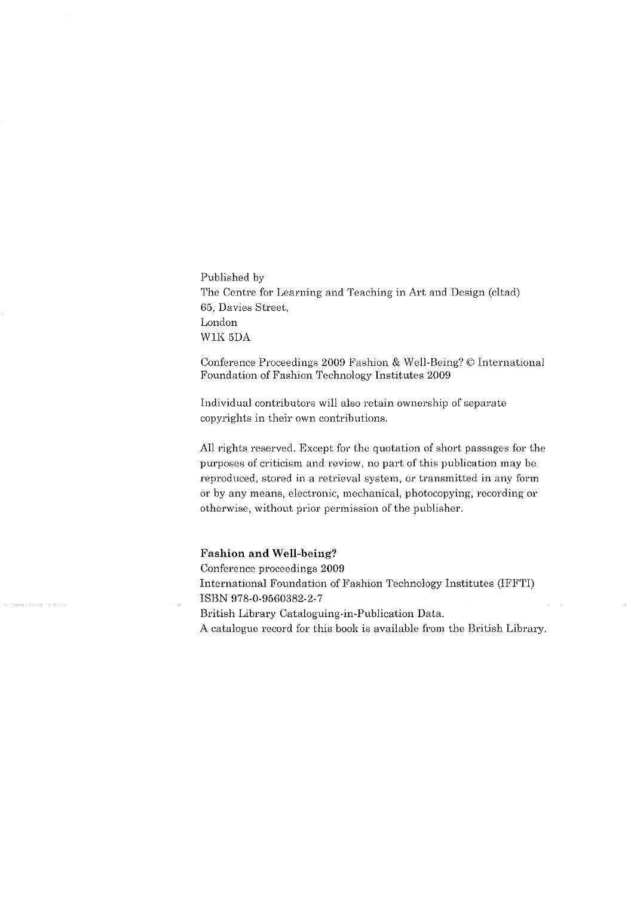Published by
The Centre for Learning and Teaching in Art and Design (cltad)
65, Davies Street,
London
W1K 5DA

Conference Proceedings 2009 Fashion & Well-Being? © International Foundation of Fashion Technology Institutes 2009

Individual contributors will also retain ownership of separate copyrights in their own contributions.

All rights reserved. Except for the quotation of short passages for the purposes of criticism and review, no part of this publication may be reproduced, stored in a retrieval system, or transmitted in any form or by any means, electronic, mechanical, photocopying, recording or otherwise, without prior permission of the publisher.

**Fashion and Well-being?**
Conference proceedings 2009
International Foundation of Fashion Technology Institutes (IFFTI)
ISBN 978-0-9560382-2-7
British Library Cataloguing-in-Publication Data.
A catalogue record for this book is available from the British Library.